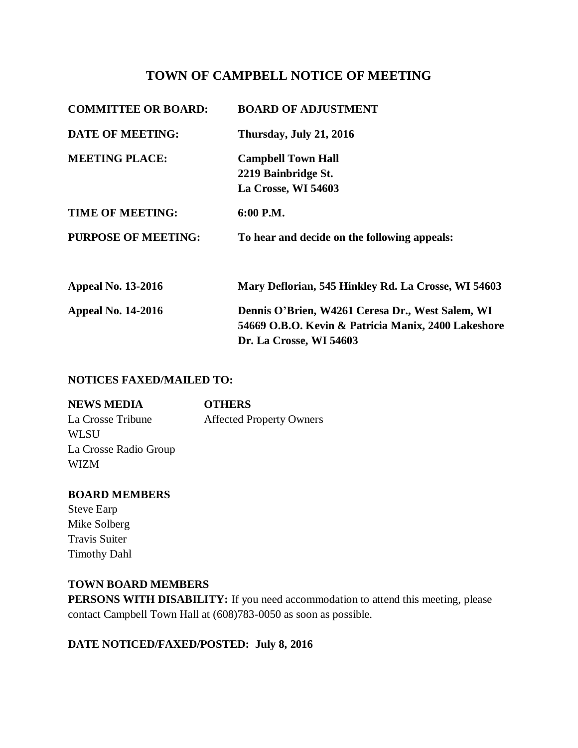# TOWN OF CAMPBELL NOTICE OF MEETING

| | |
|---|---|
| **COMMITTEE OR BOARD:** | **BOARD OF ADJUSTMENT** |
| **DATE OF MEETING:** | **Thursday, July 21, 2016** |
| **MEETING PLACE:** | **Campbell Town Hall**<br>**2219 Bainbridge St.**<br>**La Crosse, WI 54603** |
| **TIME OF MEETING:** | **6:00 P.M.** |
| **PURPOSE OF MEETING:** | **To hear and decide on the following appeals:** |
| **Appeal No. 13-2016** | **Mary Deflorian, 545 Hinkley Rd. La Crosse, WI 54603** |
| **Appeal No. 14-2016** | **Dennis O'Brien, W4261 Ceresa Dr., West Salem, WI 54669 O.B.O. Kevin & Patricia Manix, 2400 Lakeshore Dr. La Crosse, WI 54603** |

**NOTICES FAXED/MAILED TO:**

| **NEWS MEDIA** | **OTHERS** |
|---|---|
| La Crosse Tribune | Affected Property Owners |
| WLSU | |
| La Crosse Radio Group | |
| WIZM | |

**BOARD MEMBERS**

Steve Earp
Mike Solberg
Travis Suiter
Timothy Dahl

**TOWN BOARD MEMBERS**

**PERSONS WITH DISABILITY:** If you need accommodation to attend this meeting, please contact Campbell Town Hall at (608)783-0050 as soon as possible.

**DATE NOTICED/FAXED/POSTED: July 8, 2016**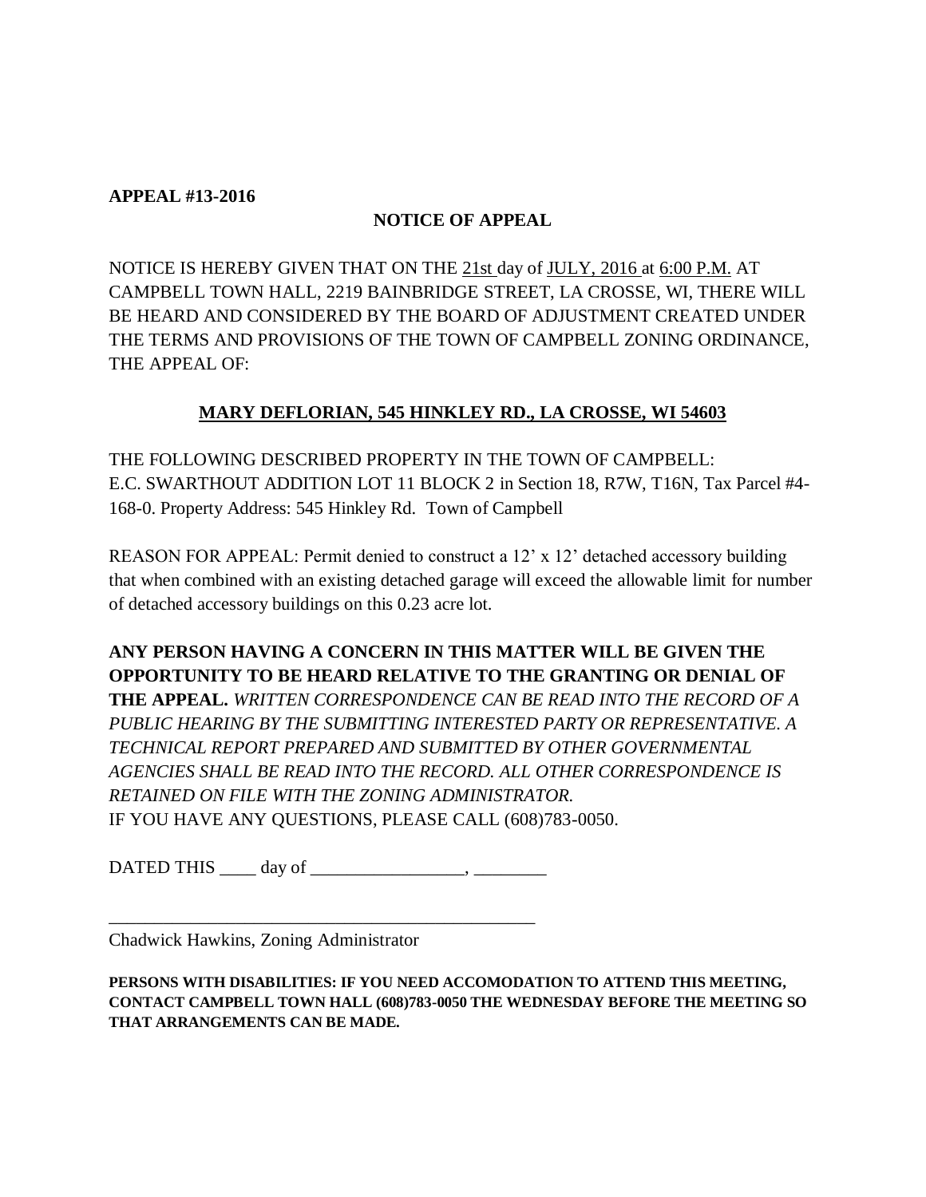**APPEAL #13-2016**

**NOTICE OF APPEAL**

NOTICE IS HEREBY GIVEN THAT ON THE 21st day of JULY, 2016 at 6:00 P.M. AT CAMPBELL TOWN HALL, 2219 BAINBRIDGE STREET, LA CROSSE, WI, THERE WILL BE HEARD AND CONSIDERED BY THE BOARD OF ADJUSTMENT CREATED UNDER THE TERMS AND PROVISIONS OF THE TOWN OF CAMPBELL ZONING ORDINANCE, THE APPEAL OF:

**MARY DEFLORIAN, 545 HINKLEY RD., LA CROSSE, WI 54603**

THE FOLLOWING DESCRIBED PROPERTY IN THE TOWN OF CAMPBELL:
E.C. SWARTHOUT ADDITION LOT 11 BLOCK 2 in Section 18, R7W, T16N, Tax Parcel #4-168-0. Property Address: 545 Hinkley Rd. Town of Campbell

REASON FOR APPEAL: Permit denied to construct a 12' x 12' detached accessory building that when combined with an existing detached garage will exceed the allowable limit for number of detached accessory buildings on this 0.23 acre lot.

**ANY PERSON HAVING A CONCERN IN THIS MATTER WILL BE GIVEN THE OPPORTUNITY TO BE HEARD RELATIVE TO THE GRANTING OR DENIAL OF THE APPEAL.** *WRITTEN CORRESPONDENCE CAN BE READ INTO THE RECORD OF A PUBLIC HEARING BY THE SUBMITTING INTERESTED PARTY OR REPRESENTATIVE. A TECHNICAL REPORT PREPARED AND SUBMITTED BY OTHER GOVERNMENTAL AGENCIES SHALL BE READ INTO THE RECORD. ALL OTHER CORRESPONDENCE IS RETAINED ON FILE WITH THE ZONING ADMINISTRATOR.*
IF YOU HAVE ANY QUESTIONS, PLEASE CALL (608)783-0050.

DATED THIS ____ day of _________________, ________

_________________________________________________
Chadwick Hawkins, Zoning Administrator

**PERSONS WITH DISABILITIES: IF YOU NEED ACCOMODATION TO ATTEND THIS MEETING, CONTACT CAMPBELL TOWN HALL (608)783-0050 THE WEDNESDAY BEFORE THE MEETING SO THAT ARRANGEMENTS CAN BE MADE.**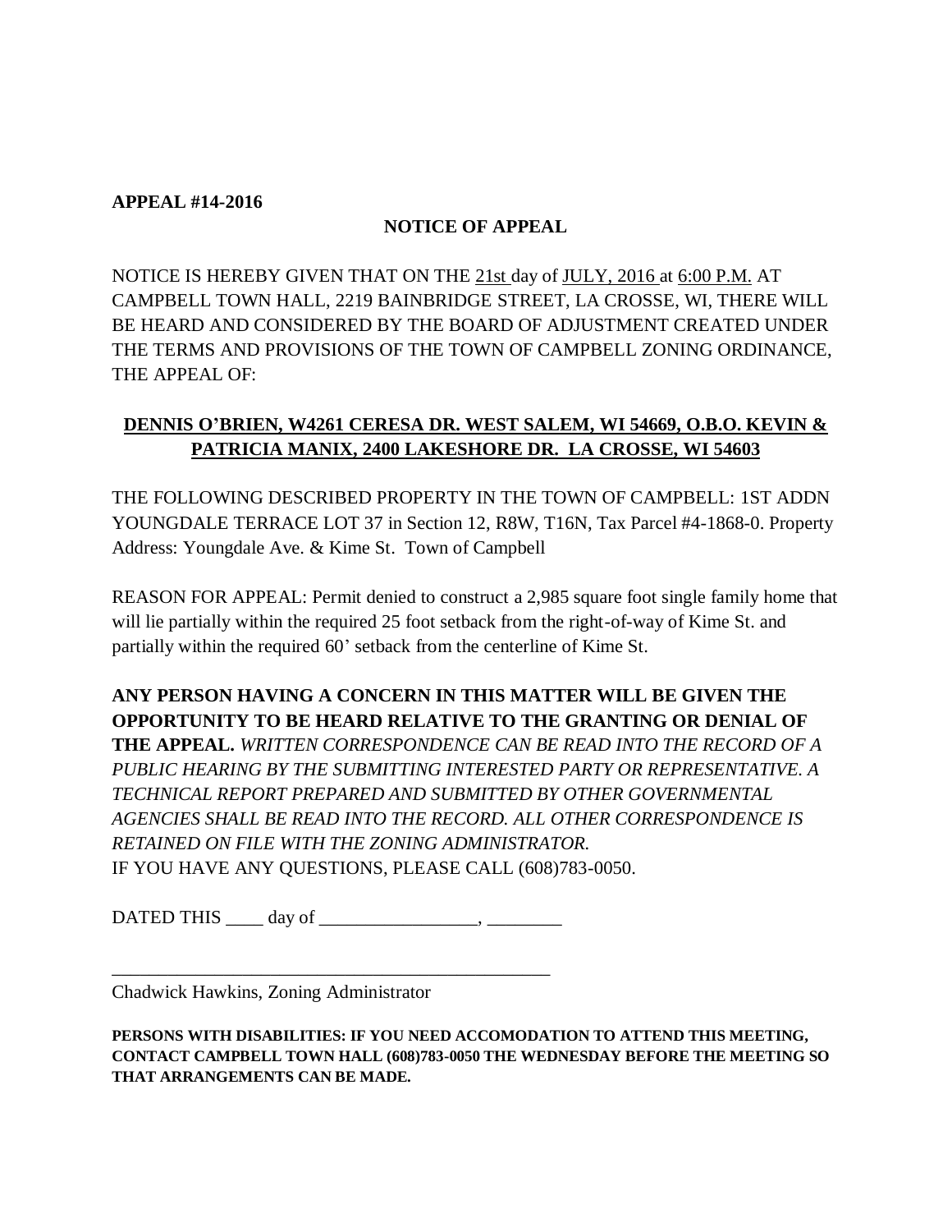**APPEAL #14-2016**

**NOTICE OF APPEAL**

NOTICE IS HEREBY GIVEN THAT ON THE 21st day of JULY, 2016 at 6:00 P.M. AT CAMPBELL TOWN HALL, 2219 BAINBRIDGE STREET, LA CROSSE, WI, THERE WILL BE HEARD AND CONSIDERED BY THE BOARD OF ADJUSTMENT CREATED UNDER THE TERMS AND PROVISIONS OF THE TOWN OF CAMPBELL ZONING ORDINANCE, THE APPEAL OF:

**DENNIS O'BRIEN, W4261 CERESA DR. WEST SALEM, WI 54669, O.B.O. KEVIN & PATRICIA MANIX, 2400 LAKESHORE DR. LA CROSSE, WI 54603**

THE FOLLOWING DESCRIBED PROPERTY IN THE TOWN OF CAMPBELL: 1ST ADDN YOUNGDALE TERRACE LOT 37 in Section 12, R8W, T16N, Tax Parcel #4-1868-0. Property Address: Youngdale Ave. & Kime St. Town of Campbell

REASON FOR APPEAL: Permit denied to construct a 2,985 square foot single family home that will lie partially within the required 25 foot setback from the right-of-way of Kime St. and partially within the required 60' setback from the centerline of Kime St.

**ANY PERSON HAVING A CONCERN IN THIS MATTER WILL BE GIVEN THE OPPORTUNITY TO BE HEARD RELATIVE TO THE GRANTING OR DENIAL OF THE APPEAL.** *WRITTEN CORRESPONDENCE CAN BE READ INTO THE RECORD OF A PUBLIC HEARING BY THE SUBMITTING INTERESTED PARTY OR REPRESENTATIVE. A TECHNICAL REPORT PREPARED AND SUBMITTED BY OTHER GOVERNMENTAL AGENCIES SHALL BE READ INTO THE RECORD. ALL OTHER CORRESPONDENCE IS RETAINED ON FILE WITH THE ZONING ADMINISTRATOR.*
IF YOU HAVE ANY QUESTIONS, PLEASE CALL (608)783-0050.

DATED THIS ____ day of _________________, ________

_________________________________________________
Chadwick Hawkins, Zoning Administrator

**PERSONS WITH DISABILITIES: IF YOU NEED ACCOMODATION TO ATTEND THIS MEETING, CONTACT CAMPBELL TOWN HALL (608)783-0050 THE WEDNESDAY BEFORE THE MEETING SO THAT ARRANGEMENTS CAN BE MADE.**